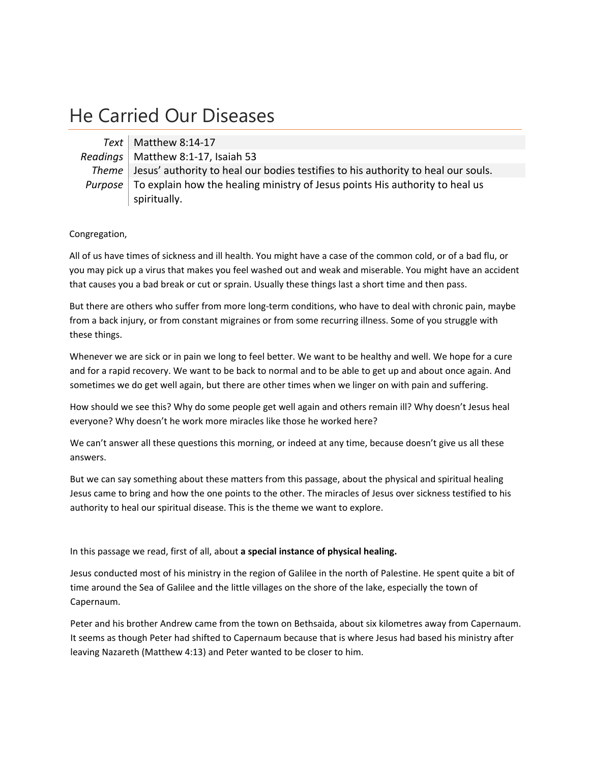# He Carried Our Diseases

| | |
|---|---|
| *Text* | Matthew 8:14-17 |
| *Readings* | Matthew 8:1-17, Isaiah 53 |
| *Theme* | Jesus' authority to heal our bodies testifies to his authority to heal our souls. |
| *Purpose* | To explain how the healing ministry of Jesus points His authority to heal us spiritually. |

Congregation,

All of us have times of sickness and ill health. You might have a case of the common cold, or of a bad flu, or you may pick up a virus that makes you feel washed out and weak and miserable. You might have an accident that causes you a bad break or cut or sprain. Usually these things last a short time and then pass.

But there are others who suffer from more long-term conditions, who have to deal with chronic pain, maybe from a back injury, or from constant migraines or from some recurring illness. Some of you struggle with these things.

Whenever we are sick or in pain we long to feel better. We want to be healthy and well. We hope for a cure and for a rapid recovery. We want to be back to normal and to be able to get up and about once again. And sometimes we do get well again, but there are other times when we linger on with pain and suffering.

How should we see this? Why do some people get well again and others remain ill? Why doesn't Jesus heal everyone? Why doesn't he work more miracles like those he worked here?

We can't answer all these questions this morning, or indeed at any time, because doesn't give us all these answers.

But we can say something about these matters from this passage, about the physical and spiritual healing Jesus came to bring and how the one points to the other. The miracles of Jesus over sickness testified to his authority to heal our spiritual disease. This is the theme we want to explore.

In this passage we read, first of all, about **a special instance of physical healing.**

Jesus conducted most of his ministry in the region of Galilee in the north of Palestine. He spent quite a bit of time around the Sea of Galilee and the little villages on the shore of the lake, especially the town of Capernaum.

Peter and his brother Andrew came from the town on Bethsaida, about six kilometres away from Capernaum. It seems as though Peter had shifted to Capernaum because that is where Jesus had based his ministry after leaving Nazareth (Matthew 4:13) and Peter wanted to be closer to him.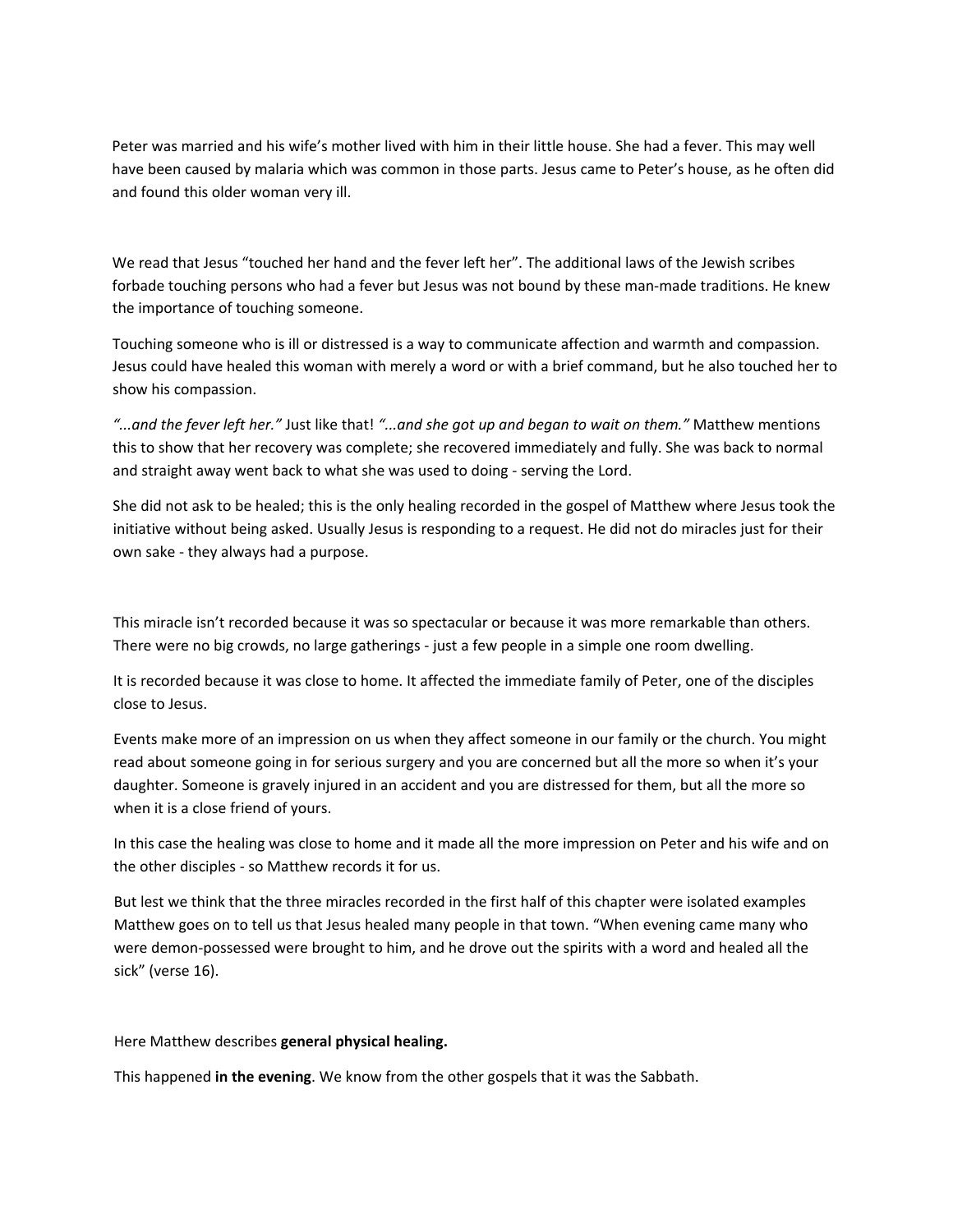Peter was married and his wife's mother lived with him in their little house. She had a fever. This may well have been caused by malaria which was common in those parts. Jesus came to Peter's house, as he often did and found this older woman very ill.

We read that Jesus "touched her hand and the fever left her". The additional laws of the Jewish scribes forbade touching persons who had a fever but Jesus was not bound by these man-made traditions. He knew the importance of touching someone.

Touching someone who is ill or distressed is a way to communicate affection and warmth and compassion. Jesus could have healed this woman with merely a word or with a brief command, but he also touched her to show his compassion.

*"...and the fever left her."* Just like that! *"...and she got up and began to wait on them."* Matthew mentions this to show that her recovery was complete; she recovered immediately and fully. She was back to normal and straight away went back to what she was used to doing - serving the Lord.

She did not ask to be healed; this is the only healing recorded in the gospel of Matthew where Jesus took the initiative without being asked. Usually Jesus is responding to a request. He did not do miracles just for their own sake - they always had a purpose.

This miracle isn't recorded because it was so spectacular or because it was more remarkable than others. There were no big crowds, no large gatherings - just a few people in a simple one room dwelling.

It is recorded because it was close to home. It affected the immediate family of Peter, one of the disciples close to Jesus.

Events make more of an impression on us when they affect someone in our family or the church. You might read about someone going in for serious surgery and you are concerned but all the more so when it's your daughter. Someone is gravely injured in an accident and you are distressed for them, but all the more so when it is a close friend of yours.

In this case the healing was close to home and it made all the more impression on Peter and his wife and on the other disciples - so Matthew records it for us.

But lest we think that the three miracles recorded in the first half of this chapter were isolated examples Matthew goes on to tell us that Jesus healed many people in that town. "When evening came many who were demon-possessed were brought to him, and he drove out the spirits with a word and healed all the sick" (verse 16).

Here Matthew describes **general physical healing.**

This happened **in the evening**. We know from the other gospels that it was the Sabbath.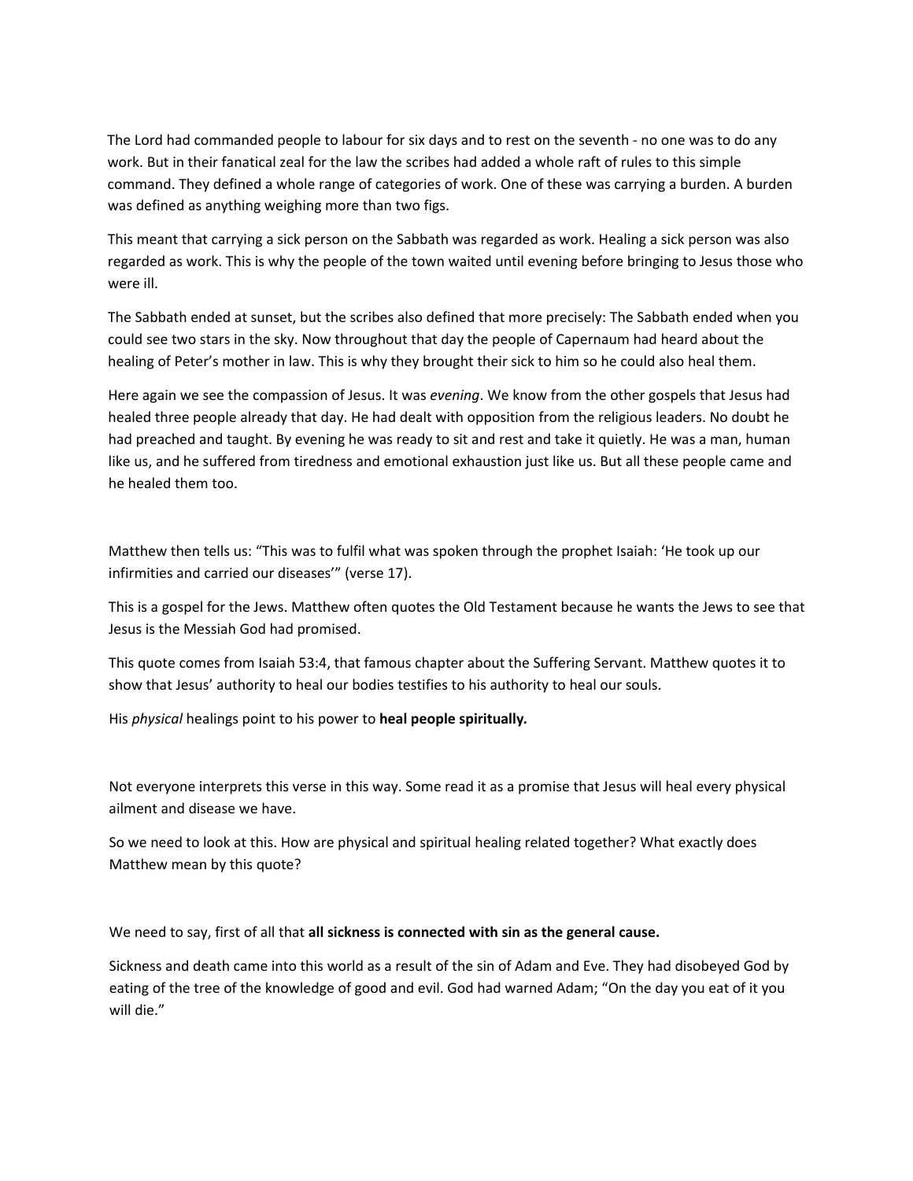The Lord had commanded people to labour for six days and to rest on the seventh - no one was to do any work. But in their fanatical zeal for the law the scribes had added a whole raft of rules to this simple command. They defined a whole range of categories of work. One of these was carrying a burden. A burden was defined as anything weighing more than two figs.

This meant that carrying a sick person on the Sabbath was regarded as work. Healing a sick person was also regarded as work. This is why the people of the town waited until evening before bringing to Jesus those who were ill.

The Sabbath ended at sunset, but the scribes also defined that more precisely: The Sabbath ended when you could see two stars in the sky. Now throughout that day the people of Capernaum had heard about the healing of Peter's mother in law. This is why they brought their sick to him so he could also heal them.

Here again we see the compassion of Jesus. It was *evening*. We know from the other gospels that Jesus had healed three people already that day. He had dealt with opposition from the religious leaders. No doubt he had preached and taught. By evening he was ready to sit and rest and take it quietly. He was a man, human like us, and he suffered from tiredness and emotional exhaustion just like us. But all these people came and he healed them too.

Matthew then tells us: "This was to fulfil what was spoken through the prophet Isaiah: 'He took up our infirmities and carried our diseases'" (verse 17).

This is a gospel for the Jews. Matthew often quotes the Old Testament because he wants the Jews to see that Jesus is the Messiah God had promised.

This quote comes from Isaiah 53:4, that famous chapter about the Suffering Servant. Matthew quotes it to show that Jesus' authority to heal our bodies testifies to his authority to heal our souls.

His *physical* healings point to his power to **heal people spiritually.**

Not everyone interprets this verse in this way. Some read it as a promise that Jesus will heal every physical ailment and disease we have.

So we need to look at this. How are physical and spiritual healing related together? What exactly does Matthew mean by this quote?

We need to say, first of all that **all sickness is connected with sin as the general cause.**

Sickness and death came into this world as a result of the sin of Adam and Eve. They had disobeyed God by eating of the tree of the knowledge of good and evil. God had warned Adam; "On the day you eat of it you will die."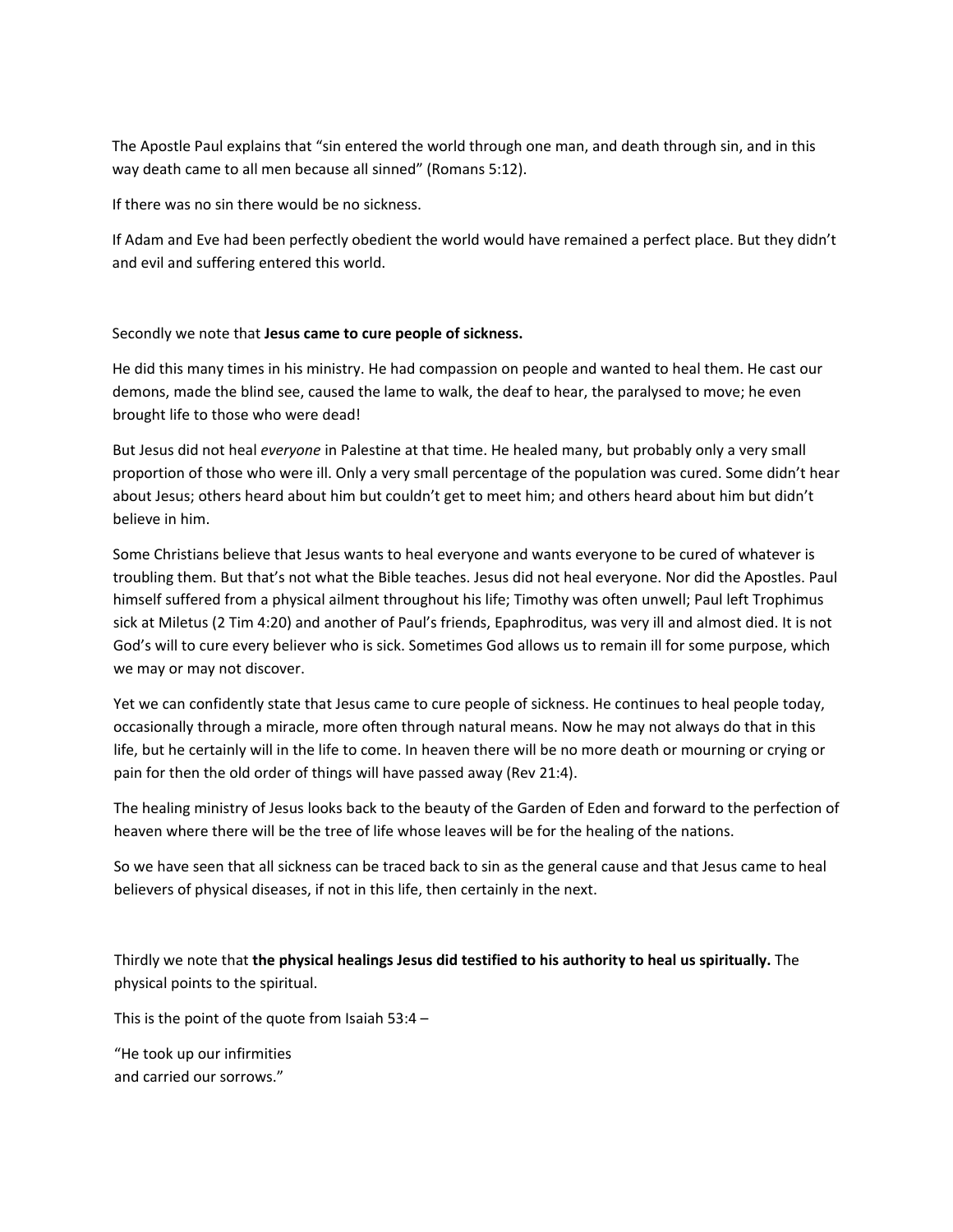The Apostle Paul explains that "sin entered the world through one man, and death through sin, and in this way death came to all men because all sinned" (Romans 5:12).

If there was no sin there would be no sickness.

If Adam and Eve had been perfectly obedient the world would have remained a perfect place. But they didn't and evil and suffering entered this world.

Secondly we note that **Jesus came to cure people of sickness.**

He did this many times in his ministry. He had compassion on people and wanted to heal them. He cast our demons, made the blind see, caused the lame to walk, the deaf to hear, the paralysed to move; he even brought life to those who were dead!

But Jesus did not heal *everyone* in Palestine at that time. He healed many, but probably only a very small proportion of those who were ill. Only a very small percentage of the population was cured. Some didn't hear about Jesus; others heard about him but couldn't get to meet him; and others heard about him but didn't believe in him.

Some Christians believe that Jesus wants to heal everyone and wants everyone to be cured of whatever is troubling them. But that's not what the Bible teaches. Jesus did not heal everyone. Nor did the Apostles. Paul himself suffered from a physical ailment throughout his life; Timothy was often unwell; Paul left Trophimus sick at Miletus (2 Tim 4:20) and another of Paul's friends, Epaphroditus, was very ill and almost died. It is not God's will to cure every believer who is sick. Sometimes God allows us to remain ill for some purpose, which we may or may not discover.

Yet we can confidently state that Jesus came to cure people of sickness. He continues to heal people today, occasionally through a miracle, more often through natural means. Now he may not always do that in this life, but he certainly will in the life to come. In heaven there will be no more death or mourning or crying or pain for then the old order of things will have passed away (Rev 21:4).

The healing ministry of Jesus looks back to the beauty of the Garden of Eden and forward to the perfection of heaven where there will be the tree of life whose leaves will be for the healing of the nations.

So we have seen that all sickness can be traced back to sin as the general cause and that Jesus came to heal believers of physical diseases, if not in this life, then certainly in the next.

Thirdly we note that **the physical healings Jesus did testified to his authority to heal us spiritually.** The physical points to the spiritual.

This is the point of the quote from Isaiah 53:4 –

"He took up our infirmities  
and carried our sorrows."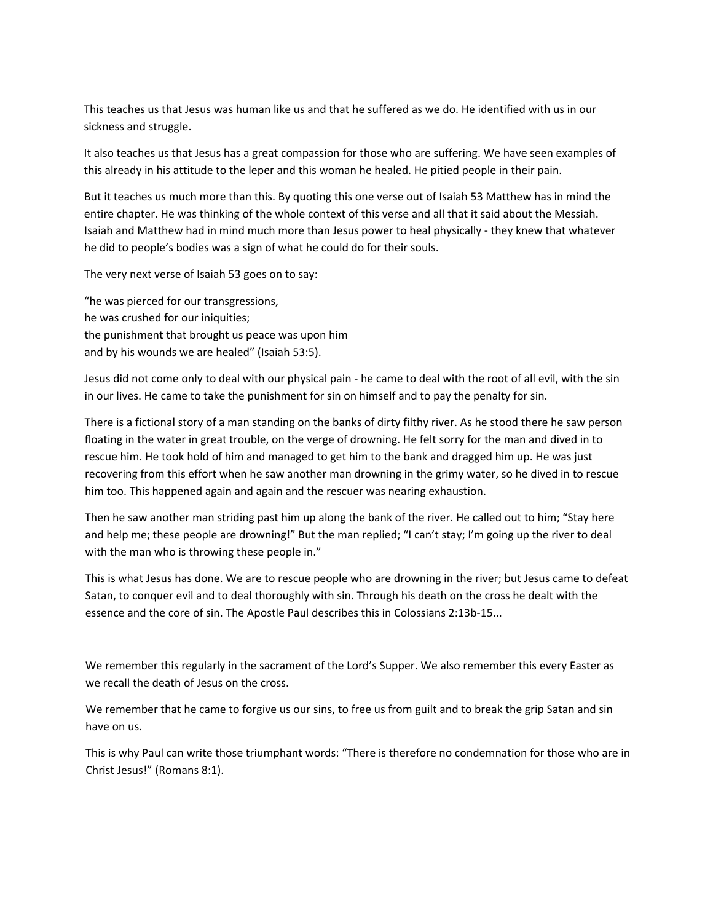This teaches us that Jesus was human like us and that he suffered as we do. He identified with us in our sickness and struggle.

It also teaches us that Jesus has a great compassion for those who are suffering. We have seen examples of this already in his attitude to the leper and this woman he healed. He pitied people in their pain.

But it teaches us much more than this. By quoting this one verse out of Isaiah 53 Matthew has in mind the entire chapter. He was thinking of the whole context of this verse and all that it said about the Messiah. Isaiah and Matthew had in mind much more than Jesus power to heal physically - they knew that whatever he did to people's bodies was a sign of what he could do for their souls.

The very next verse of Isaiah 53 goes on to say:

"he was pierced for our transgressions,  
he was crushed for our iniquities;  
the punishment that brought us peace was upon him  
and by his wounds we are healed" (Isaiah 53:5).

Jesus did not come only to deal with our physical pain - he came to deal with the root of all evil, with the sin in our lives. He came to take the punishment for sin on himself and to pay the penalty for sin.

There is a fictional story of a man standing on the banks of dirty filthy river. As he stood there he saw person floating in the water in great trouble, on the verge of drowning. He felt sorry for the man and dived in to rescue him. He took hold of him and managed to get him to the bank and dragged him up. He was just recovering from this effort when he saw another man drowning in the grimy water, so he dived in to rescue him too. This happened again and again and the rescuer was nearing exhaustion.

Then he saw another man striding past him up along the bank of the river. He called out to him; "Stay here and help me; these people are drowning!" But the man replied; "I can't stay; I'm going up the river to deal with the man who is throwing these people in."

This is what Jesus has done. We are to rescue people who are drowning in the river; but Jesus came to defeat Satan, to conquer evil and to deal thoroughly with sin. Through his death on the cross he dealt with the essence and the core of sin. The Apostle Paul describes this in Colossians 2:13b-15...

We remember this regularly in the sacrament of the Lord's Supper. We also remember this every Easter as we recall the death of Jesus on the cross.

We remember that he came to forgive us our sins, to free us from guilt and to break the grip Satan and sin have on us.

This is why Paul can write those triumphant words: "There is therefore no condemnation for those who are in Christ Jesus!" (Romans 8:1).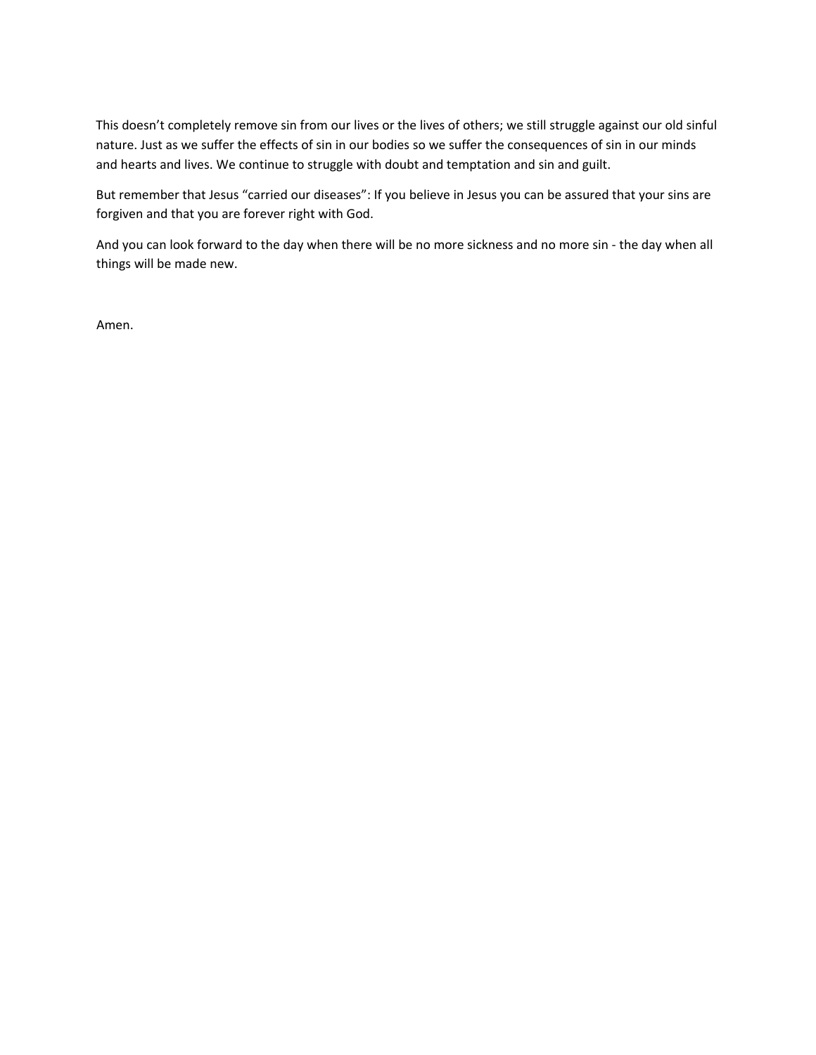This doesn't completely remove sin from our lives or the lives of others; we still struggle against our old sinful nature. Just as we suffer the effects of sin in our bodies so we suffer the consequences of sin in our minds and hearts and lives. We continue to struggle with doubt and temptation and sin and guilt.

But remember that Jesus "carried our diseases": If you believe in Jesus you can be assured that your sins are forgiven and that you are forever right with God.

And you can look forward to the day when there will be no more sickness and no more sin - the day when all things will be made new.

Amen.